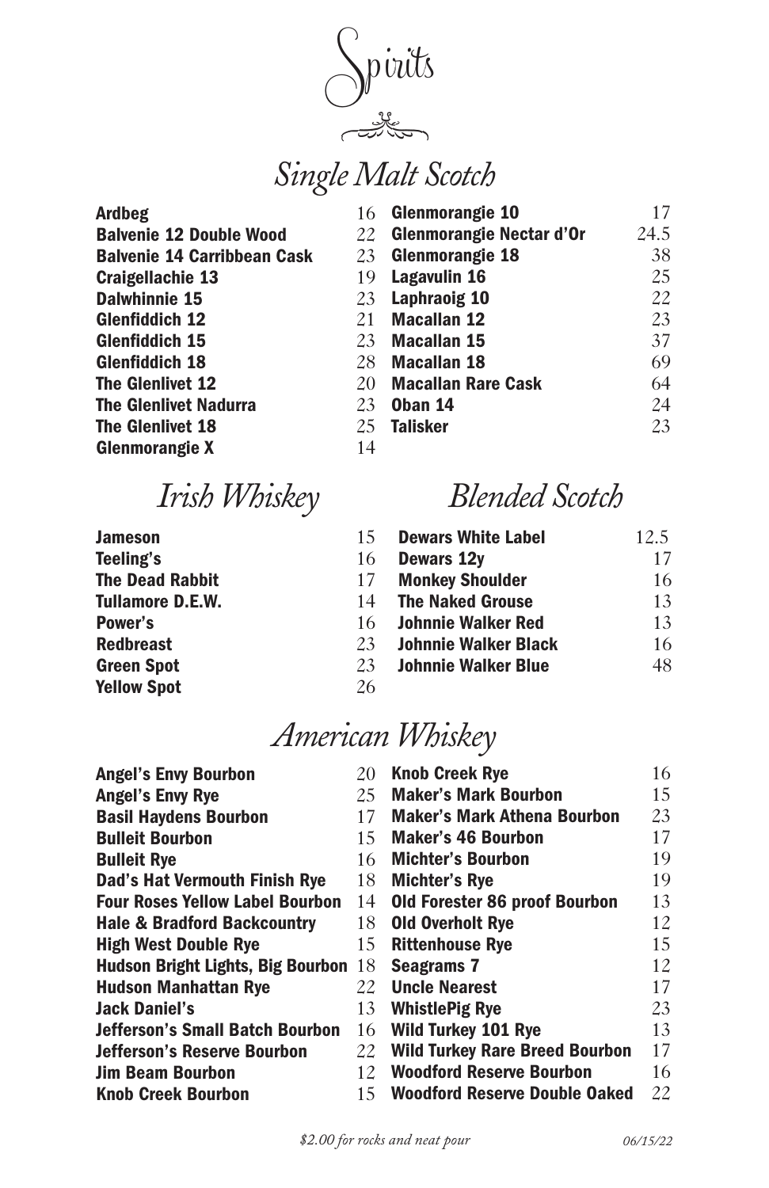# Spirits

## Single Malt Scotch

| Item | Price |
|---|---|
| Ardbeg | 16 |
| Balvenie 12 Double Wood | 22 |
| Balvenie 14 Carribbean Cask | 23 |
| Craigellachie 13 | 19 |
| Dalwhinnie 15 | 23 |
| Glenfiddich 12 | 21 |
| Glenfiddich 15 | 23 |
| Glenfiddich 18 | 28 |
| The Glenlivet 12 | 20 |
| The Glenlivet Nadurra | 23 |
| The Glenlivet 18 | 25 |
| Glenmorangie X | 14 |
| Glenmorangie 10 | 17 |
| Glenmorangie Nectar d'Or | 24.5 |
| Glenmorangie 18 | 38 |
| Lagavulin 16 | 25 |
| Laphraoig 10 | 22 |
| Macallan 12 | 23 |
| Macallan 15 | 37 |
| Macallan 18 | 69 |
| Macallan Rare Cask | 64 |
| Oban 14 | 24 |
| Talisker | 23 |

## Irish Whiskey

| Item | Price |
|---|---|
| Jameson | 15 |
| Teeling's | 16 |
| The Dead Rabbit | 17 |
| Tullamore D.E.W. | 14 |
| Power's | 16 |
| Redbreast | 23 |
| Green Spot | 23 |
| Yellow Spot | 26 |

## Blended Scotch

| Item | Price |
|---|---|
| Dewars White Label | 12.5 |
| Dewars 12y | 17 |
| Monkey Shoulder | 16 |
| The Naked Grouse | 13 |
| Johnnie Walker Red | 13 |
| Johnnie Walker Black | 16 |
| Johnnie Walker Blue | 48 |

## American Whiskey

| Item | Price |
|---|---|
| Angel's Envy Bourbon | 20 |
| Angel's Envy Rye | 25 |
| Basil Haydens Bourbon | 17 |
| Bulleit Bourbon | 15 |
| Bulleit Rye | 16 |
| Dad's Hat Vermouth Finish Rye | 18 |
| Four Roses Yellow Label Bourbon | 14 |
| Hale & Bradford Backcountry | 18 |
| High West Double Rye | 15 |
| Hudson Bright Lights, Big Bourbon | 18 |
| Hudson Manhattan Rye | 22 |
| Jack Daniel's | 13 |
| Jefferson's Small Batch Bourbon | 16 |
| Jefferson's Reserve Bourbon | 22 |
| Jim Beam Bourbon | 12 |
| Knob Creek Bourbon | 15 |
| Knob Creek Rye | 16 |
| Maker's Mark Bourbon | 15 |
| Maker's Mark Athena Bourbon | 23 |
| Maker's 46 Bourbon | 17 |
| Michter's Bourbon | 19 |
| Michter's Rye | 19 |
| Old Forester 86 proof Bourbon | 13 |
| Old Overholt Rye | 12 |
| Rittenhouse Rye | 15 |
| Seagrams 7 | 12 |
| Uncle Nearest | 17 |
| WhistlePig Rye | 23 |
| Wild Turkey 101 Rye | 13 |
| Wild Turkey Rare Breed Bourbon | 17 |
| Woodford Reserve Bourbon | 16 |
| Woodford Reserve Double Oaked | 22 |

*$2.00 for rocks and neat pour*

*06/15/22*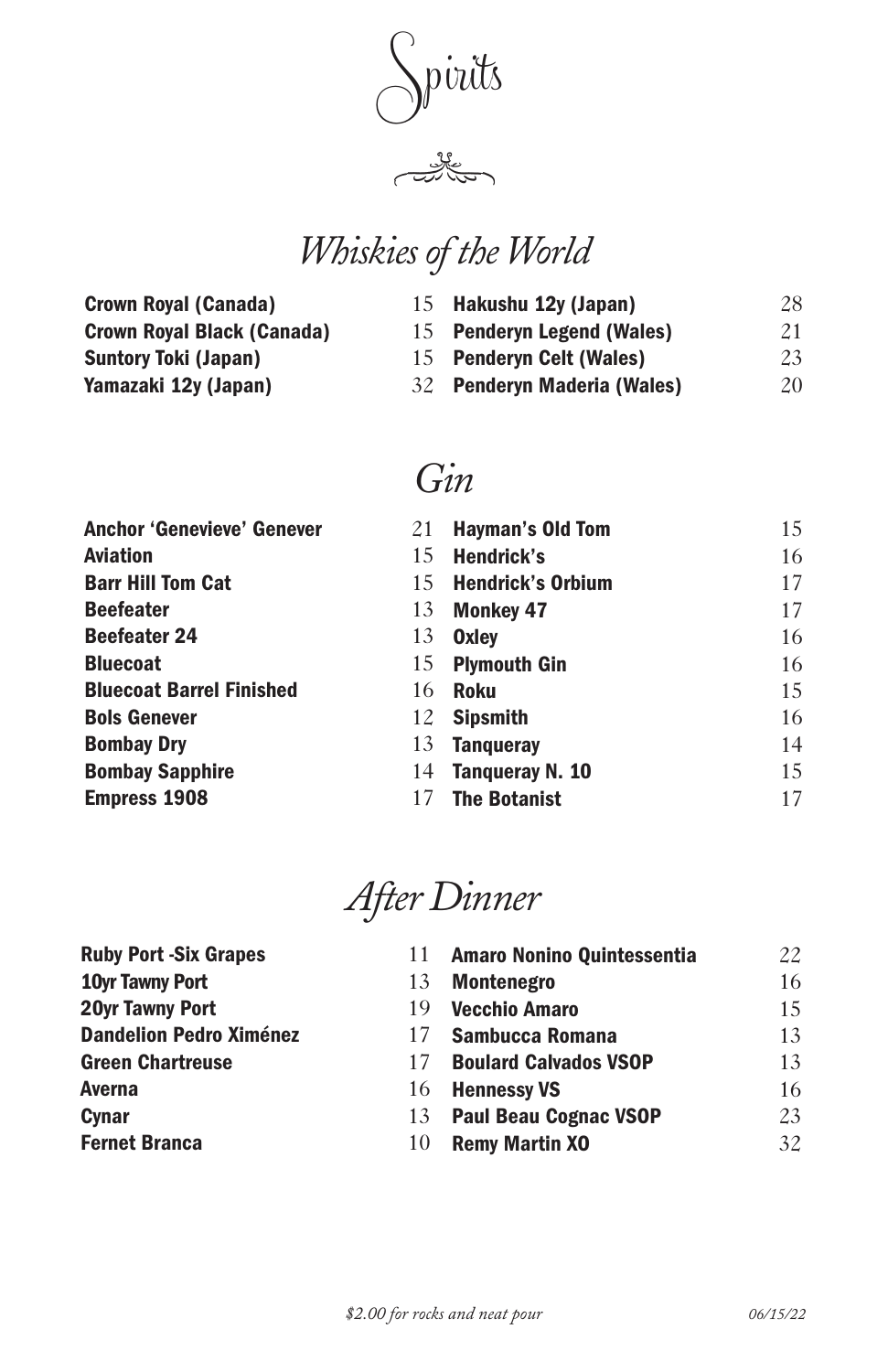# Spirits

## Whiskies of the World

| | | | |
|---|---|---|---|
| **Crown Royal (Canada)** | 15 | **Hakushu 12y (Japan)** | 28 |
| **Crown Royal Black (Canada)** | 15 | **Penderyn Legend (Wales)** | 21 |
| **Suntory Toki (Japan)** | 15 | **Penderyn Celt (Wales)** | 23 |
| **Yamazaki 12y (Japan)** | 32 | **Penderyn Maderia (Wales)** | 20 |

## Gin

| | | | |
|---|---|---|---|
| **Anchor 'Genevieve' Genever** | 21 | **Hayman's Old Tom** | 15 |
| **Aviation** | 15 | **Hendrick's** | 16 |
| **Barr Hill Tom Cat** | 15 | **Hendrick's Orbium** | 17 |
| **Beefeater** | 13 | **Monkey 47** | 17 |
| **Beefeater 24** | 13 | **Oxley** | 16 |
| **Bluecoat** | 15 | **Plymouth Gin** | 16 |
| **Bluecoat Barrel Finished** | 16 | **Roku** | 15 |
| **Bols Genever** | 12 | **Sipsmith** | 16 |
| **Bombay Dry** | 13 | **Tanqueray** | 14 |
| **Bombay Sapphire** | 14 | **Tanqueray N. 10** | 15 |
| **Empress 1908** | 17 | **The Botanist** | 17 |

## After Dinner

| | | | |
|---|---|---|---|
| **Ruby Port -Six Grapes** | 11 | **Amaro Nonino Quintessentia** | 22 |
| **10yr Tawny Port** | 13 | **Montenegro** | 16 |
| **20yr Tawny Port** | 19 | **Vecchio Amaro** | 15 |
| **Dandelion Pedro Ximénez** | 17 | **Sambucca Romana** | 13 |
| **Green Chartreuse** | 17 | **Boulard Calvados VSOP** | 13 |
| **Averna** | 16 | **Hennessy VS** | 16 |
| **Cynar** | 13 | **Paul Beau Cognac VSOP** | 23 |
| **Fernet Branca** | 10 | **Remy Martin XO** | 32 |

*$2.00 for rocks and neat pour*

*06/15/22*